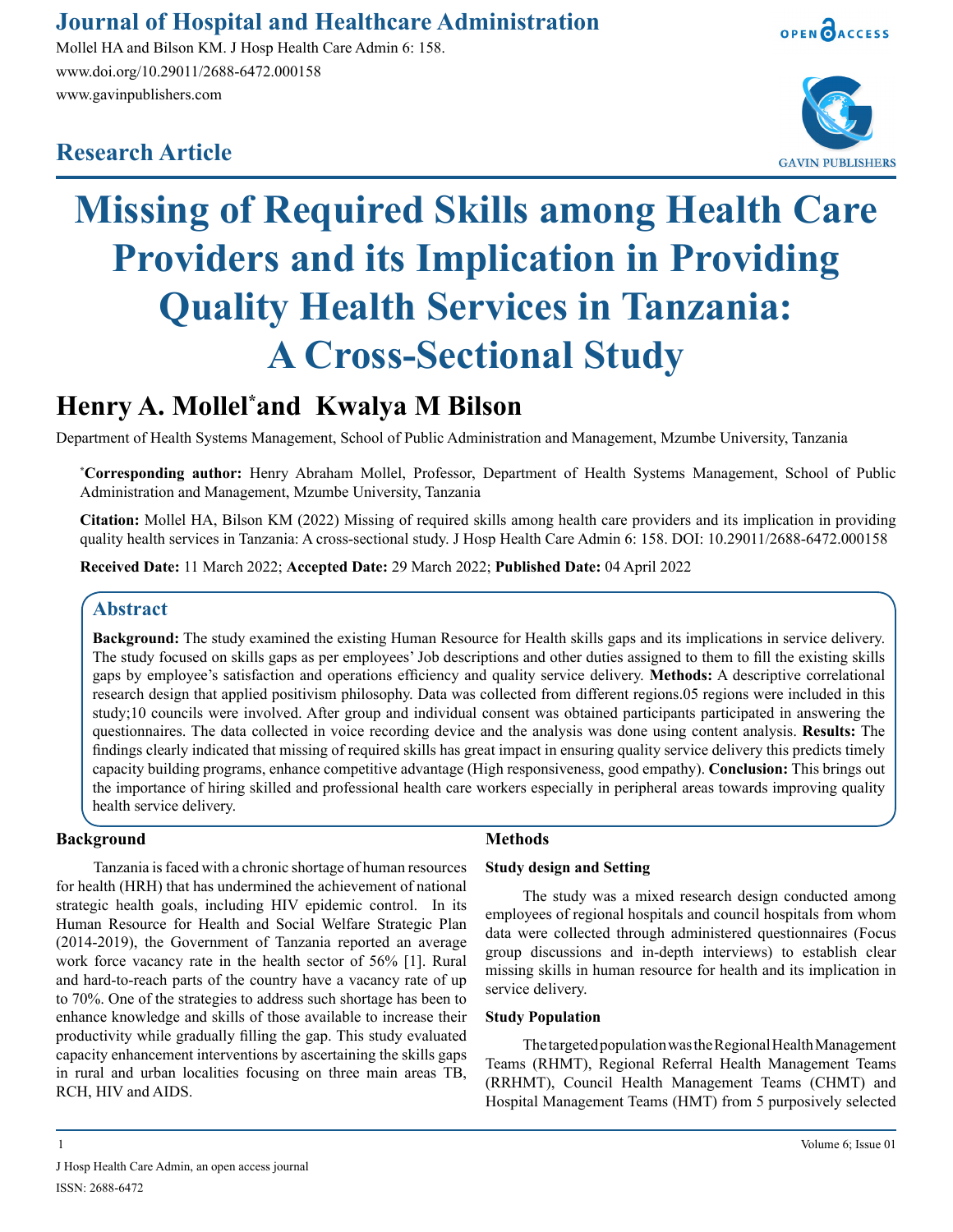# Journal of Hospital and Healthcare Administration

Mollel HA and Bilson KM. J Hosp Health Care Admin 6: 158.
www.doi.org/10.29011/2688-6472.000158
www.gavinpublishers.com

## Research Article

# Missing of Required Skills among Health Care Providers and its Implication in Providing Quality Health Services in Tanzania: A Cross-Sectional Study

## Henry A. Mollel* and Kwalya M Bilson

Department of Health Systems Management, School of Public Administration and Management, Mzumbe University, Tanzania

***Corresponding author:** Henry Abraham Mollel, Professor, Department of Health Systems Management, School of Public Administration and Management, Mzumbe University, Tanzania

**Citation:** Mollel HA, Bilson KM (2022) Missing of required skills among health care providers and its implication in providing quality health services in Tanzania: A cross-sectional study. J Hosp Health Care Admin 6: 158. DOI: 10.29011/2688-6472.000158

**Received Date:** 11 March 2022; **Accepted Date:** 29 March 2022; **Published Date:** 04 April 2022

## Abstract

**Background:** The study examined the existing Human Resource for Health skills gaps and its implications in service delivery. The study focused on skills gaps as per employees' Job descriptions and other duties assigned to them to fill the existing skills gaps by employee's satisfaction and operations efficiency and quality service delivery. **Methods:** A descriptive correlational research design that applied positivism philosophy. Data was collected from different regions.05 regions were included in this study;10 councils were involved. After group and individual consent was obtained participants participated in answering the questionnaires. The data collected in voice recording device and the analysis was done using content analysis. **Results:** The findings clearly indicated that missing of required skills has great impact in ensuring quality service delivery this predicts timely capacity building programs, enhance competitive advantage (High responsiveness, good empathy). **Conclusion:** This brings out the importance of hiring skilled and professional health care workers especially in peripheral areas towards improving quality health service delivery.

## Background

Tanzania is faced with a chronic shortage of human resources for health (HRH) that has undermined the achievement of national strategic health goals, including HIV epidemic control. In its Human Resource for Health and Social Welfare Strategic Plan (2014-2019), the Government of Tanzania reported an average work force vacancy rate in the health sector of 56% [1]. Rural and hard-to-reach parts of the country have a vacancy rate of up to 70%. One of the strategies to address such shortage has been to enhance knowledge and skills of those available to increase their productivity while gradually filling the gap. This study evaluated capacity enhancement interventions by ascertaining the skills gaps in rural and urban localities focusing on three main areas TB, RCH, HIV and AIDS.

## Methods

### Study design and Setting

The study was a mixed research design conducted among employees of regional hospitals and council hospitals from whom data were collected through administered questionnaires (Focus group discussions and in-depth interviews) to establish clear missing skills in human resource for health and its implication in service delivery.

### Study Population

The targeted population was the Regional Health Management Teams (RHMT), Regional Referral Health Management Teams (RRHMT), Council Health Management Teams (CHMT) and Hospital Management Teams (HMT) from 5 purposively selected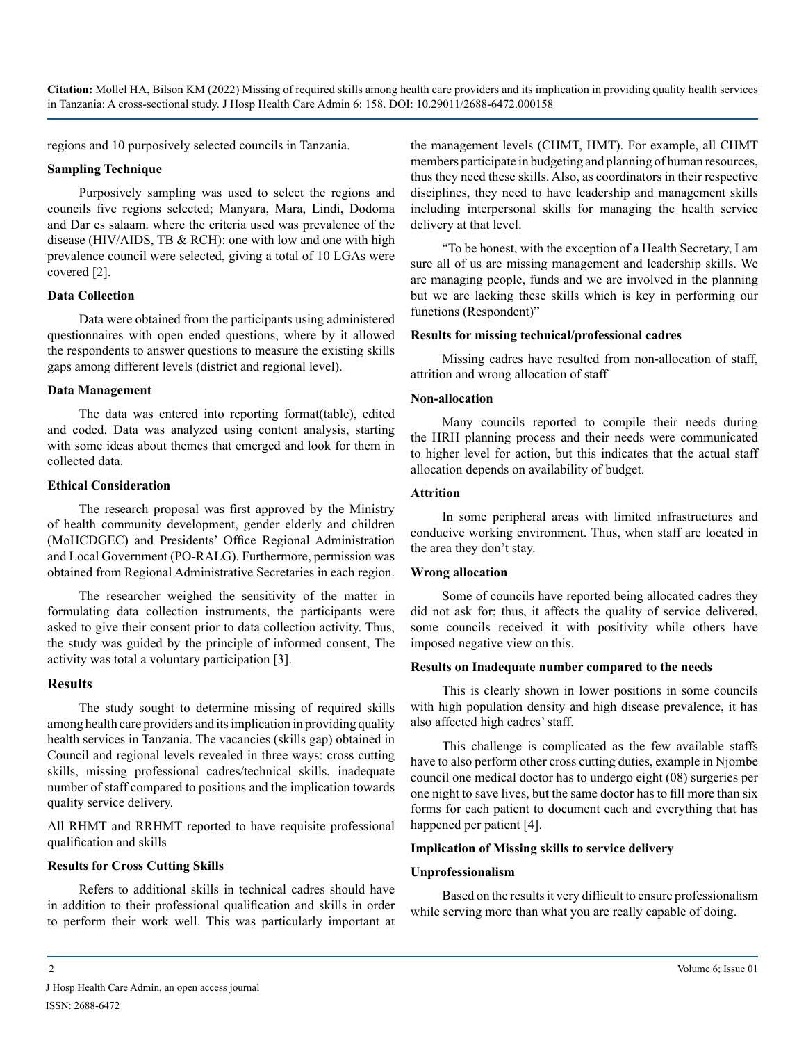regions and 10 purposively selected councils in Tanzania.

### Sampling Technique

Purposively sampling was used to select the regions and councils five regions selected; Manyara, Mara, Lindi, Dodoma and Dar es salaam. where the criteria used was prevalence of the disease (HIV/AIDS, TB & RCH): one with low and one with high prevalence council were selected, giving a total of 10 LGAs were covered [2].

### Data Collection

Data were obtained from the participants using administered questionnaires with open ended questions, where by it allowed the respondents to answer questions to measure the existing skills gaps among different levels (district and regional level).

### Data Management

The data was entered into reporting format(table), edited and coded. Data was analyzed using content analysis, starting with some ideas about themes that emerged and look for them in collected data.

### Ethical Consideration

The research proposal was first approved by the Ministry of health community development, gender elderly and children (MoHCDGEC) and Presidents' Office Regional Administration and Local Government (PO-RALG). Furthermore, permission was obtained from Regional Administrative Secretaries in each region.

The researcher weighed the sensitivity of the matter in formulating data collection instruments, the participants were asked to give their consent prior to data collection activity. Thus, the study was guided by the principle of informed consent, The activity was total a voluntary participation [3].

## Results

The study sought to determine missing of required skills among health care providers and its implication in providing quality health services in Tanzania. The vacancies (skills gap) obtained in Council and regional levels revealed in three ways: cross cutting skills, missing professional cadres/technical skills, inadequate number of staff compared to positions and the implication towards quality service delivery.

All RHMT and RRHMT reported to have requisite professional qualification and skills

### Results for Cross Cutting Skills

Refers to additional skills in technical cadres should have in addition to their professional qualification and skills in order to perform their work well. This was particularly important at the management levels (CHMT, HMT). For example, all CHMT members participate in budgeting and planning of human resources, thus they need these skills. Also, as coordinators in their respective disciplines, they need to have leadership and management skills including interpersonal skills for managing the health service delivery at that level.

"To be honest, with the exception of a Health Secretary, I am sure all of us are missing management and leadership skills. We are managing people, funds and we are involved in the planning but we are lacking these skills which is key in performing our functions (Respondent)"

### Results for missing technical/professional cadres

Missing cadres have resulted from non-allocation of staff, attrition and wrong allocation of staff

### Non-allocation

Many councils reported to compile their needs during the HRH planning process and their needs were communicated to higher level for action, but this indicates that the actual staff allocation depends on availability of budget.

### Attrition

In some peripheral areas with limited infrastructures and conducive working environment. Thus, when staff are located in the area they don't stay.

### Wrong allocation

Some of councils have reported being allocated cadres they did not ask for; thus, it affects the quality of service delivered, some councils received it with positivity while others have imposed negative view on this.

### Results on Inadequate number compared to the needs

This is clearly shown in lower positions in some councils with high population density and high disease prevalence, it has also affected high cadres' staff.

This challenge is complicated as the few available staffs have to also perform other cross cutting duties, example in Njombe council one medical doctor has to undergo eight (08) surgeries per one night to save lives, but the same doctor has to fill more than six forms for each patient to document each and everything that has happened per patient [4].

### Implication of Missing skills to service delivery

### Unprofessionalism

Based on the results it very difficult to ensure professionalism while serving more than what you are really capable of doing.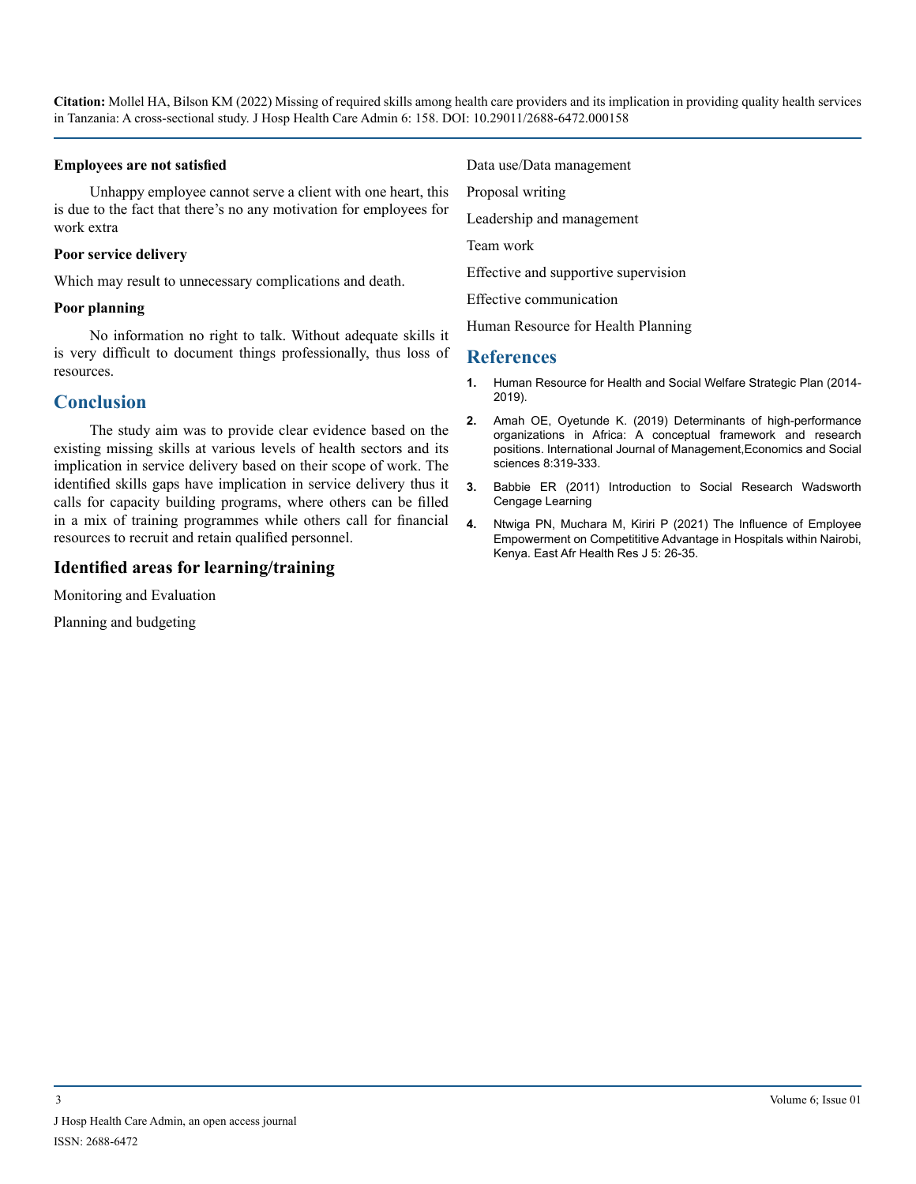**Employees are not satisfied**

Unhappy employee cannot serve a client with one heart, this is due to the fact that there's no any motivation for employees for work extra

**Poor service delivery**

Which may result to unnecessary complications and death.

**Poor planning**

No information no right to talk. Without adequate skills it is very difficult to document things professionally, thus loss of resources.

## Conclusion

The study aim was to provide clear evidence based on the existing missing skills at various levels of health sectors and its implication in service delivery based on their scope of work. The identified skills gaps have implication in service delivery thus it calls for capacity building programs, where others can be filled in a mix of training programmes while others call for financial resources to recruit and retain qualified personnel.

## Identified areas for learning/training

Monitoring and Evaluation

Planning and budgeting

Data use/Data management

Proposal writing

Leadership and management

Team work

Effective and supportive supervision

Effective communication

Human Resource for Health Planning

## References

1. Human Resource for Health and Social Welfare Strategic Plan (2014-2019).
2. Amah OE, Oyetunde K. (2019) Determinants of high-performance organizations in Africa: A conceptual framework and research positions. International Journal of Management,Economics and Social sciences 8:319-333.
3. Babbie ER (2011) Introduction to Social Research Wadsworth Cengage Learning
4. Ntwiga PN, Muchara M, Kiriri P (2021) The Influence of Employee Empowerment on Competititive Advantage in Hospitals within Nairobi, Kenya. East Afr Health Res J 5: 26-35.